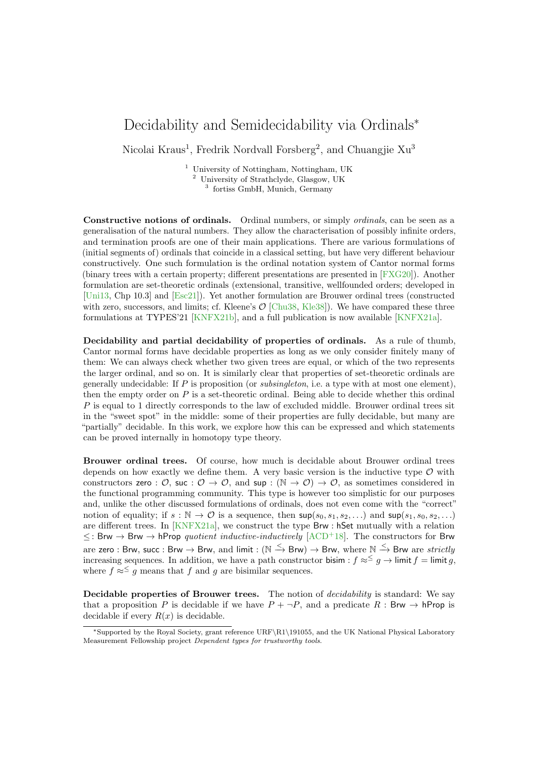# Decidability and Semidecidability via Ordinals*

Nicolai Kraus[1], Fredrik Nordvall Forsberg[2], and Chuangjie Xu[3]

[1] University of Nottingham, Nottingham, UK
[2] University of Strathclyde, Glasgow, UK
[3] fortiss GmbH, Munich, Germany

**Constructive notions of ordinals.** Ordinal numbers, or simply *ordinals*, can be seen as a generalisation of the natural numbers. They allow the characterisation of possibly infinite orders, and termination proofs are one of their main applications. There are various formulations of (initial segments of) ordinals that coincide in a classical setting, but have very different behaviour constructively. One such formulation is the ordinal notation system of Cantor normal forms (binary trees with a certain property; different presentations are presented in [FXG20]). Another formulation are set-theoretic ordinals (extensional, transitive, wellfounded orders; developed in [Uni13, Chp 10.3] and [Esc21]). Yet another formulation are Brouwer ordinal trees (constructed with zero, successors, and limits; cf. Kleene's $\mathcal{O}$ [Chu38, Kle38]). We have compared these three formulations at TYPES'21 [KNFX21b], and a full publication is now available [KNFX21a].

**Decidability and partial decidability of properties of ordinals.** As a rule of thumb, Cantor normal forms have decidable properties as long as we only consider finitely many of them: We can always check whether two given trees are equal, or which of the two represents the larger ordinal, and so on. It is similarly clear that properties of set-theoretic ordinals are generally undecidable: If $P$ is proposition (or *subsingleton*, i.e. a type with at most one element), then the empty order on $P$ is a set-theoretic ordinal. Being able to decide whether this ordinal $P$ is equal to 1 directly corresponds to the law of excluded middle. Brouwer ordinal trees sit in the "sweet spot" in the middle: some of their properties are fully decidable, but many are "partially" decidable. In this work, we explore how this can be expressed and which statements can be proved internally in homotopy type theory.

**Brouwer ordinal trees.** Of course, how much is decidable about Brouwer ordinal trees depends on how exactly we define them. A very basic version is the inductive type $\mathcal{O}$ with constructors $\mathsf{zero} : \mathcal{O}$, $\mathsf{suc} : \mathcal{O} \to \mathcal{O}$, and $\mathsf{sup} : (\mathbb{N} \to \mathcal{O}) \to \mathcal{O}$, as sometimes considered in the functional programming community. This type is however too simplistic for our purposes and, unlike the other discussed formulations of ordinals, does not even come with the "correct" notion of equality; if $s : \mathbb{N} \to \mathcal{O}$ is a sequence, then $\mathsf{sup}(s_0, s_1, s_2, \ldots)$ and $\mathsf{sup}(s_1, s_0, s_2, \ldots)$ are different trees. In [KNFX21a], we construct the type $\mathsf{Brw} : \mathsf{hSet}$ mutually with a relation $\leq : \mathsf{Brw} \to \mathsf{Brw} \to \mathsf{hProp}$ *quotient inductive-inductively* [ACD+18]. The constructors for $\mathsf{Brw}$ are $\mathsf{zero} : \mathsf{Brw}$, $\mathsf{succ} : \mathsf{Brw} \to \mathsf{Brw}$, and $\mathsf{limit} : (\mathbb{N} \xrightarrow{\leq} \mathsf{Brw}) \to \mathsf{Brw}$, where $\mathbb{N} \xrightarrow{\leq} \mathsf{Brw}$ are *strictly* increasing sequences. In addition, we have a path constructor $\mathsf{bisim} : f \approx^{\leq} g \to \mathsf{limit}\, f = \mathsf{limit}\, g$, where $f \approx^{\leq} g$ means that $f$ and $g$ are bisimilar sequences.

**Decidable properties of Brouwer trees.** The notion of *decidability* is standard: We say that a proposition $P$ is decidable if we have $P + \neg P$, and a predicate $R : \mathsf{Brw} \to \mathsf{hProp}$ is decidable if every $R(x)$ is decidable.

*Supported by the Royal Society, grant reference URF\R1\191055, and the UK National Physical Laboratory Measurement Fellowship project *Dependent types for trustworthy tools*.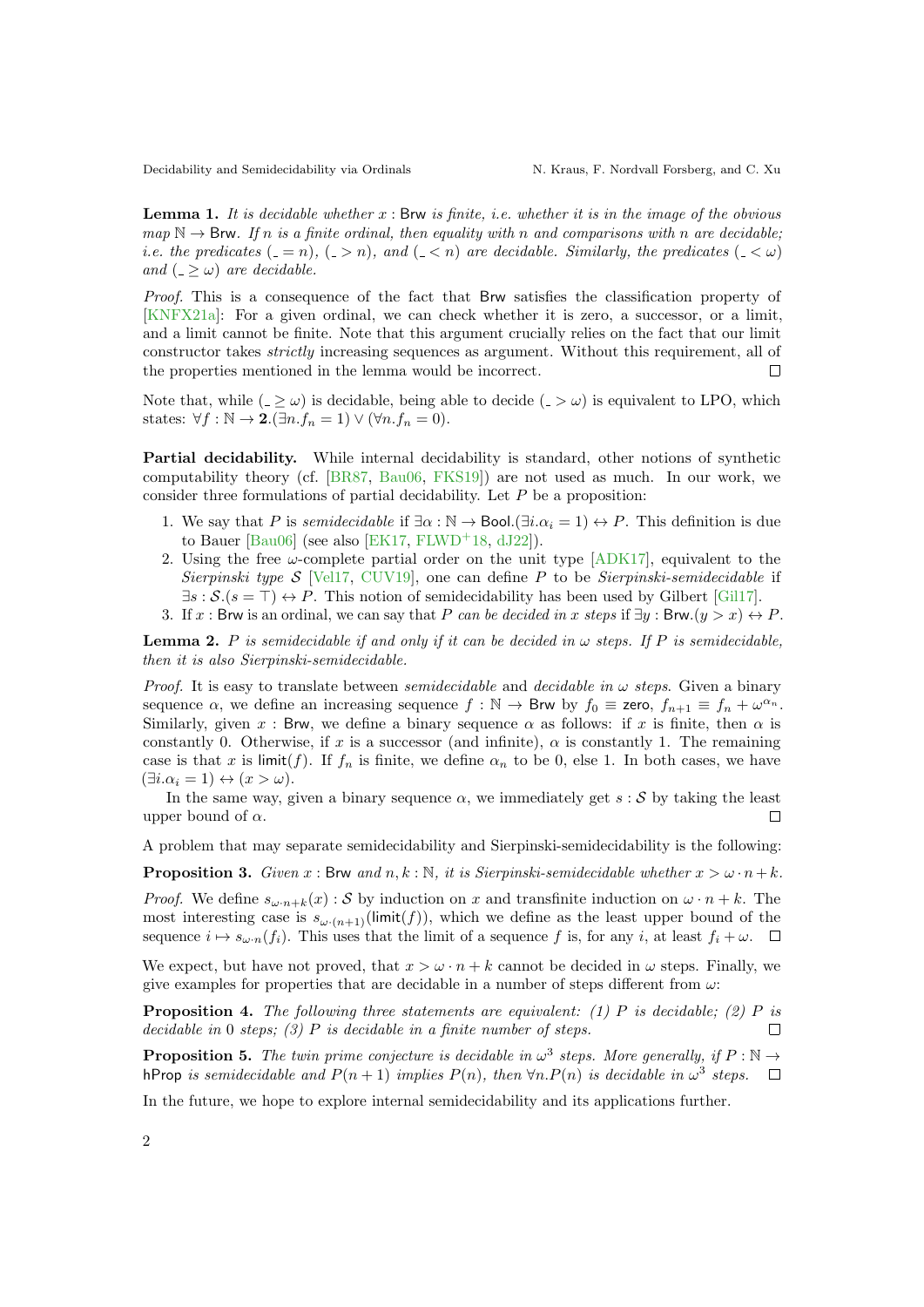**Lemma 1.** *It is decidable whether $x : \mathsf{Brw}$ is finite, i.e. whether it is in the image of the obvious map $\mathbb{N} \to \mathsf{Brw}$. If $n$ is a finite ordinal, then equality with $n$ and comparisons with $n$ are decidable; i.e. the predicates $(\_ = n)$, $(\_ > n)$, and $(\_ < n)$ are decidable. Similarly, the predicates $(\_ < \omega)$ and $(\_ \geq \omega)$ are decidable.*

*Proof.* This is a consequence of the fact that Brw satisfies the classification property of [KNFX21a]: For a given ordinal, we can check whether it is zero, a successor, or a limit, and a limit cannot be finite. Note that this argument crucially relies on the fact that our limit constructor takes *strictly* increasing sequences as argument. Without this requirement, all of the properties mentioned in the lemma would be incorrect. □

Note that, while $(\_ \geq \omega)$ is decidable, being able to decide $(\_ > \omega)$ is equivalent to LPO, which states: $\forall f : \mathbb{N} \to \mathbf{2}.(\exists n. f_n = 1) \vee (\forall n. f_n = 0)$.

**Partial decidability.** While internal decidability is standard, other notions of synthetic computability theory (cf. [BR87, Bau06, FKS19]) are not used as much. In our work, we consider three formulations of partial decidability. Let $P$ be a proposition:

1. We say that $P$ is *semidecidable* if $\exists \alpha : \mathbb{N} \to \mathsf{Bool}.(\exists i. \alpha_i = 1) \leftrightarrow P$. This definition is due to Bauer [Bau06] (see also [EK17, FLWD+18, dJ22]).
2. Using the free $\omega$-complete partial order on the unit type [ADK17], equivalent to the *Sierpinski type* $\mathcal{S}$ [Vel17, CUV19], one can define $P$ to be *Sierpinski-semidecidable* if $\exists s : \mathcal{S}.(s = \top) \leftrightarrow P$. This notion of semidecidability has been used by Gilbert [Gil17].
3. If $x : \mathsf{Brw}$ is an ordinal, we can say that $P$ *can be decided in $x$ steps* if $\exists y : \mathsf{Brw}.(y > x) \leftrightarrow P$.

**Lemma 2.** *$P$ is semidecidable if and only if it can be decided in $\omega$ steps. If $P$ is semidecidable, then it is also Sierpinski-semidecidable.*

*Proof.* It is easy to translate between *semidecidable* and *decidable in $\omega$ steps*. Given a binary sequence $\alpha$, we define an increasing sequence $f : \mathbb{N} \to \mathsf{Brw}$ by $f_0 \equiv \mathsf{zero}$, $f_{n+1} \equiv f_n + \omega^{\alpha_n}$. Similarly, given $x : \mathsf{Brw}$, we define a binary sequence $\alpha$ as follows: if $x$ is finite, then $\alpha$ is constantly 0. Otherwise, if $x$ is a successor (and infinite), $\alpha$ is constantly 1. The remaining case is that $x$ is $\mathsf{limit}(f)$. If $f_n$ is finite, we define $\alpha_n$ to be 0, else 1. In both cases, we have $(\exists i. \alpha_i = 1) \leftrightarrow (x > \omega)$.

In the same way, given a binary sequence $\alpha$, we immediately get $s : \mathcal{S}$ by taking the least upper bound of $\alpha$. □

A problem that may separate semidecidability and Sierpinski-semidecidability is the following:

**Proposition 3.** *Given $x : \mathsf{Brw}$ and $n, k : \mathbb{N}$, it is Sierpinski-semidecidable whether $x > \omega \cdot n + k$.*

*Proof.* We define $s_{\omega \cdot n+k}(x) : \mathcal{S}$ by induction on $x$ and transfinite induction on $\omega \cdot n + k$. The most interesting case is $s_{\omega\cdot(n+1)}(\mathsf{limit}(f))$, which we define as the least upper bound of the sequence $i \mapsto s_{\omega\cdot n}(f_i)$. This uses that the limit of a sequence $f$ is, for any $i$, at least $f_i + \omega$. □

We expect, but have not proved, that $x > \omega \cdot n + k$ cannot be decided in $\omega$ steps. Finally, we give examples for properties that are decidable in a number of steps different from $\omega$:

**Proposition 4.** *The following three statements are equivalent: (1) $P$ is decidable; (2) $P$ is decidable in 0 steps; (3) $P$ is decidable in a finite number of steps.* □

**Proposition 5.** *The twin prime conjecture is decidable in $\omega^3$ steps. More generally, if $P : \mathbb{N} \to \mathsf{hProp}$ is semidecidable and $P(n+1)$ implies $P(n)$, then $\forall n. P(n)$ is decidable in $\omega^3$ steps.* □

In the future, we hope to explore internal semidecidability and its applications further.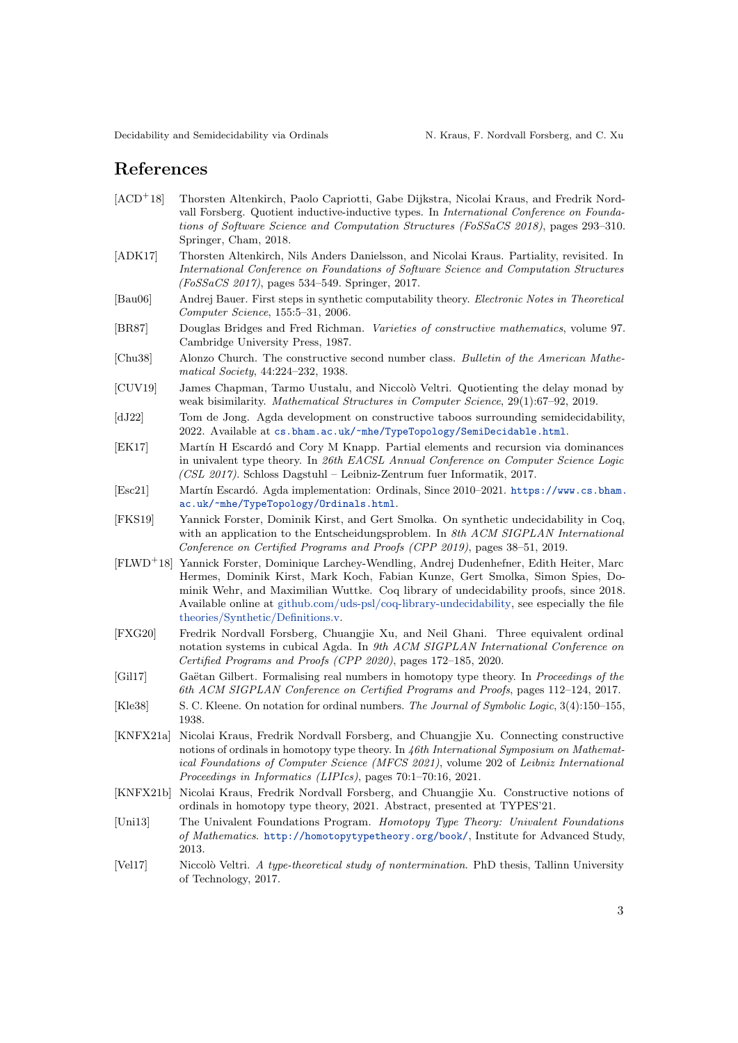## References

[ACD+18] Thorsten Altenkirch, Paolo Capriotti, Gabe Dijkstra, Nicolai Kraus, and Fredrik Nordvall Forsberg. Quotient inductive-inductive types. In *International Conference on Foundations of Software Science and Computation Structures (FoSSaCS 2018)*, pages 293–310. Springer, Cham, 2018.

[ADK17] Thorsten Altenkirch, Nils Anders Danielsson, and Nicolai Kraus. Partiality, revisited. In *International Conference on Foundations of Software Science and Computation Structures (FoSSaCS 2017)*, pages 534–549. Springer, 2017.

[Bau06] Andrej Bauer. First steps in synthetic computability theory. *Electronic Notes in Theoretical Computer Science*, 155:5–31, 2006.

[BR87] Douglas Bridges and Fred Richman. *Varieties of constructive mathematics*, volume 97. Cambridge University Press, 1987.

[Chu38] Alonzo Church. The constructive second number class. *Bulletin of the American Mathematical Society*, 44:224–232, 1938.

[CUV19] James Chapman, Tarmo Uustalu, and Niccolò Veltri. Quotienting the delay monad by weak bisimilarity. *Mathematical Structures in Computer Science*, 29(1):67–92, 2019.

[dJ22] Tom de Jong. Agda development on constructive taboos surrounding semidecidability, 2022. Available at `cs.bham.ac.uk/~mhe/TypeTopology/SemiDecidable.html`.

[EK17] Martín H Escardó and Cory M Knapp. Partial elements and recursion via dominances in univalent type theory. In *26th EACSL Annual Conference on Computer Science Logic (CSL 2017)*. Schloss Dagstuhl – Leibniz-Zentrum fuer Informatik, 2017.

[Esc21] Martín Escardó. Agda implementation: Ordinals, Since 2010–2021. `https://www.cs.bham.ac.uk/~mhe/TypeTopology/Ordinals.html`.

[FKS19] Yannick Forster, Dominik Kirst, and Gert Smolka. On synthetic undecidability in Coq, with an application to the Entscheidungsproblem. In *8th ACM SIGPLAN International Conference on Certified Programs and Proofs (CPP 2019)*, pages 38–51, 2019.

[FLWD+18] Yannick Forster, Dominique Larchey-Wendling, Andrej Dudenhefner, Edith Heiter, Marc Hermes, Dominik Kirst, Mark Koch, Fabian Kunze, Gert Smolka, Simon Spies, Dominik Wehr, and Maximilian Wuttke. Coq library of undecidability proofs, since 2018. Available online at github.com/uds-psl/coq-library-undecidability, see especially the file theories/Synthetic/Definitions.v.

[FXG20] Fredrik Nordvall Forsberg, Chuangjie Xu, and Neil Ghani. Three equivalent ordinal notation systems in cubical Agda. In *9th ACM SIGPLAN International Conference on Certified Programs and Proofs (CPP 2020)*, pages 172–185, 2020.

[Gil17] Gaëtan Gilbert. Formalising real numbers in homotopy type theory. In *Proceedings of the 6th ACM SIGPLAN Conference on Certified Programs and Proofs*, pages 112–124, 2017.

[Kle38] S. C. Kleene. On notation for ordinal numbers. *The Journal of Symbolic Logic*, 3(4):150–155, 1938.

[KNFX21a] Nicolai Kraus, Fredrik Nordvall Forsberg, and Chuangjie Xu. Connecting constructive notions of ordinals in homotopy type theory. In *46th International Symposium on Mathematical Foundations of Computer Science (MFCS 2021)*, volume 202 of *Leibniz International Proceedings in Informatics (LIPIcs)*, pages 70:1–70:16, 2021.

[KNFX21b] Nicolai Kraus, Fredrik Nordvall Forsberg, and Chuangjie Xu. Constructive notions of ordinals in homotopy type theory, 2021. Abstract, presented at TYPES'21.

[Uni13] The Univalent Foundations Program. *Homotopy Type Theory: Univalent Foundations of Mathematics*. `http://homotopytypetheory.org/book/`, Institute for Advanced Study, 2013.

[Vel17] Niccolò Veltri. *A type-theoretical study of nontermination*. PhD thesis, Tallinn University of Technology, 2017.